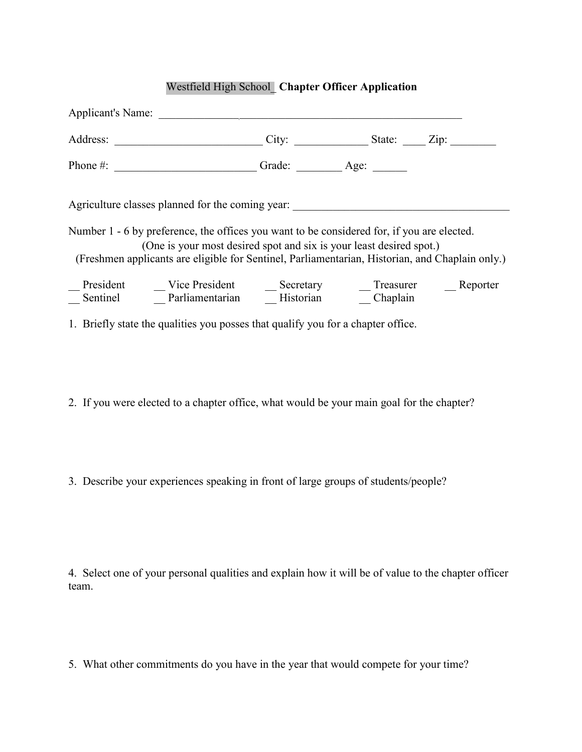# Westfield High School_ **Chapter Officer Application**

Applicant's Name: ___________________________________________________________

Address: ___________________________ City: _____________ State: ____ Zip: ________

Phone #: _________________________ Grade: ________ Age: ______

Agriculture classes planned for the coming year: _______________________________________

Number 1 - 6 by preference, the offices you want to be considered for, if you are elected.
(One is your most desired spot and six is your least desired spot.)
(Freshmen applicants are eligible for Sentinel, Parliamentarian, Historian, and Chaplain only.)

__ President __ Vice President __ Secretary __ Treasurer __ Reporter
__ Sentinel __ Parliamentarian __ Historian __ Chaplain

1. Briefly state the qualities you posses that qualify you for a chapter office.

2. If you were elected to a chapter office, what would be your main goal for the chapter?

3. Describe your experiences speaking in front of large groups of students/people?

4. Select one of your personal qualities and explain how it will be of value to the chapter officer team.

5. What other commitments do you have in the year that would compete for your time?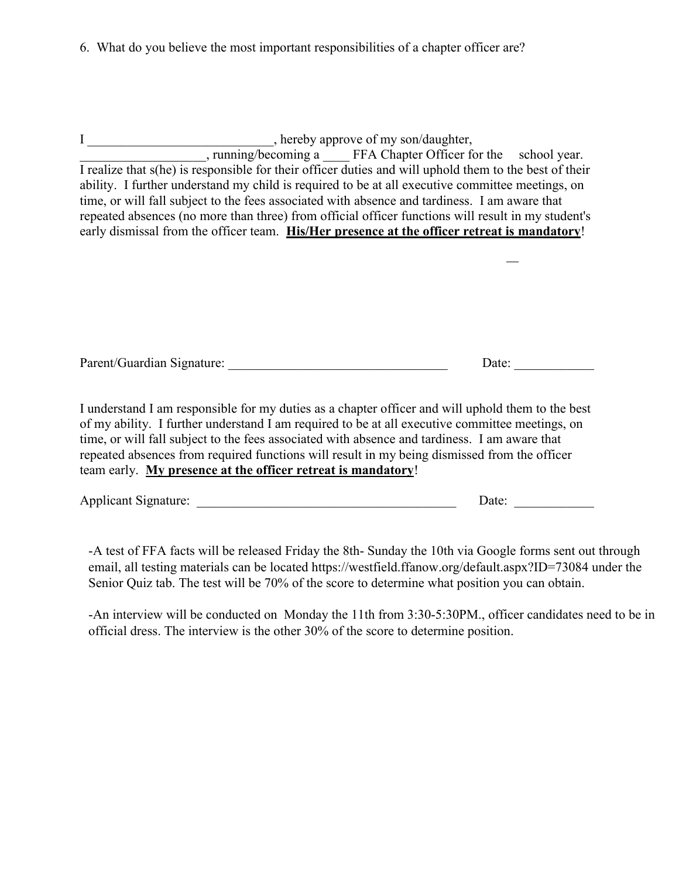6. What do you believe the most important responsibilities of a chapter officer are?

I ___________________________, hereby approve of my son/daughter, ___________________, running/becoming a ____ FFA Chapter Officer for the school year. I realize that s(he) is responsible for their officer duties and will uphold them to the best of their ability. I further understand my child is required to be at all executive committee meetings, on time, or will fall subject to the fees associated with absence and tardiness. I am aware that repeated absences (no more than three) from official officer functions will result in my student's early dismissal from the officer team. **His/Her presence at the officer retreat is mandatory**!

Parent/Guardian Signature: ___________________________________ Date: ____________

I understand I am responsible for my duties as a chapter officer and will uphold them to the best of my ability. I further understand I am required to be at all executive committee meetings, on time, or will fall subject to the fees associated with absence and tardiness. I am aware that repeated absences from required functions will result in my being dismissed from the officer team early. **My presence at the officer retreat is mandatory**!

Applicant Signature: ________________________________________ Date: ____________

-A test of FFA facts will be released Friday the 8th- Sunday the 10th via Google forms sent out through email, all testing materials can be located https://westfield.ffanow.org/default.aspx?ID=73084 under the Senior Quiz tab. The test will be 70% of the score to determine what position you can obtain.

-An interview will be conducted on Monday the 11th from 3:30-5:30PM., officer candidates need to be in official dress. The interview is the other 30% of the score to determine position.